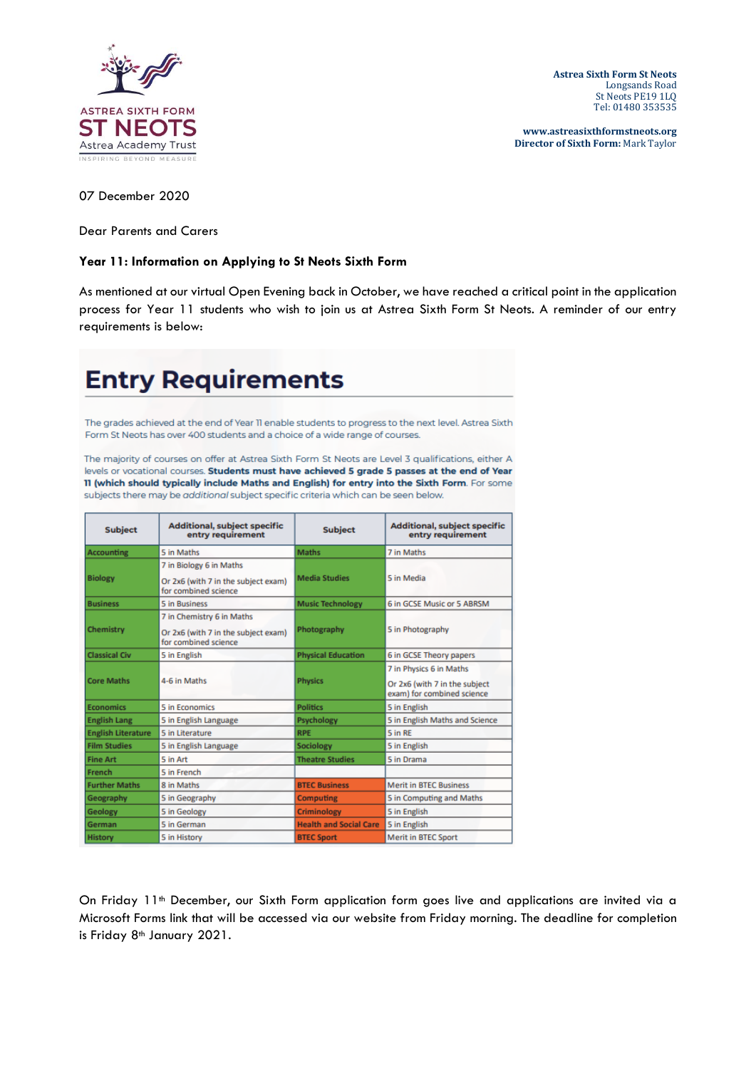ASTREA SIXTH FORM
ST NEOTS
Astrea Academy Trust
INSPIRING BEYOND MEASURE

**Astrea Sixth Form St Neots**
Longsands Road
St Neots PE19 1LQ
Tel: 01480 353535

**www.astreasixthformstneots.org**
**Director of Sixth Form:** Mark Taylor

07 December 2020

Dear Parents and Carers

**Year 11: Information on Applying to St Neots Sixth Form**

As mentioned at our virtual Open Evening back in October, we have reached a critical point in the application process for Year 11 students who wish to join us at Astrea Sixth Form St Neots. A reminder of our entry requirements is below:

# Entry Requirements

The grades achieved at the end of Year 11 enable students to progress to the next level. Astrea Sixth Form St Neots has over 400 students and a choice of a wide range of courses.

The majority of courses on offer at Astrea Sixth Form St Neots are Level 3 qualifications, either A levels or vocational courses. **Students must have achieved 5 grade 5 passes at the end of Year 11 (which should typically include Maths and English) for entry into the Sixth Form**. For some subjects there may be *additional* subject specific criteria which can be seen below.

| Subject | Additional, subject specific entry requirement | Subject | Additional, subject specific entry requirement |
|---|---|---|---|
| Accounting | 5 in Maths | Maths | 7 in Maths |
| Biology | 7 in Biology 6 in Maths<br>Or 2x6 (with 7 in the subject exam) for combined science | Media Studies | 5 in Media |
| Business | 5 in Business | Music Technology | 6 in GCSE Music or 5 ABRSM |
| Chemistry | 7 in Chemistry 6 in Maths<br>Or 2x6 (with 7 in the subject exam) for combined science | Photography | 5 in Photography |
| Classical Civ | 5 in English | Physical Education | 6 in GCSE Theory papers |
| Core Maths | 4-6 in Maths | Physics | 7 in Physics 6 in Maths<br>Or 2x6 (with 7 in the subject exam) for combined science |
| Economics | 5 in Economics | Politics | 5 in English |
| English Lang | 5 in English Language | Psychology | 5 in English Maths and Science |
| English Literature | 5 in Literature | RPE | 5 in RE |
| Film Studies | 5 in English Language | Sociology | 5 in English |
| Fine Art | 5 in Art | Theatre Studies | 5 in Drama |
| French | 5 in French | | |
| Further Maths | 8 in Maths | BTEC Business | Merit in BTEC Business |
| Geography | 5 in Geography | Computing | 5 in Computing and Maths |
| Geology | 5 in Geology | Criminology | 5 in English |
| German | 5 in German | Health and Social Care | 5 in English |
| History | 5 in History | BTEC Sport | Merit in BTEC Sport |

On Friday 11th December, our Sixth Form application form goes live and applications are invited via a Microsoft Forms link that will be accessed via our website from Friday morning. The deadline for completion is Friday 8th January 2021.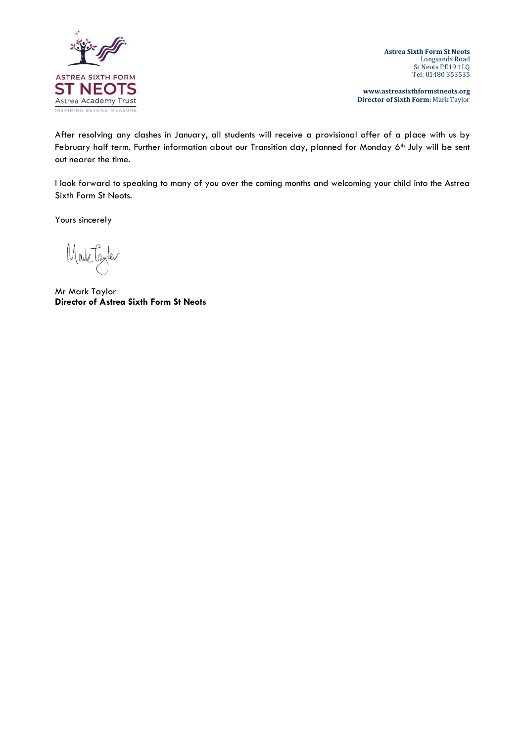Astrea Sixth Form St Neots
Longsands Road
St Neots PE19 1LQ
Tel: 01480 353535

www.astreasixthformstneots.org
**Director of Sixth Form:** Mark Taylor

After resolving any clashes in January, all students will receive a provisional offer of a place with us by February half term. Further information about our Transition day, planned for Monday 6th July will be sent out nearer the time.

I look forward to speaking to many of you over the coming months and welcoming your child into the Astrea Sixth Form St Neots.

Yours sincerely

Mr Mark Taylor
**Director of Astrea Sixth Form St Neots**